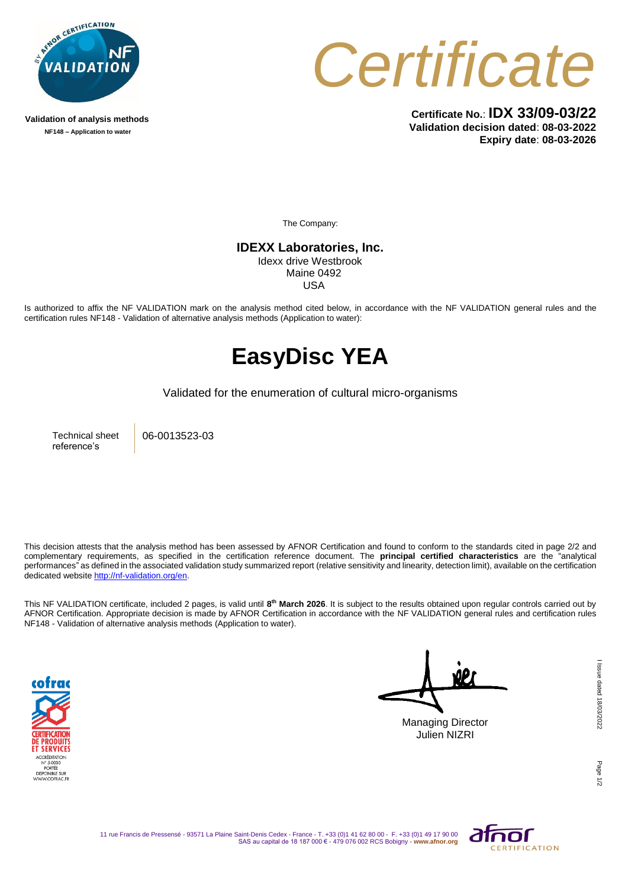Validation of analysis methods
NF148 – Application to water

# Certificate

**Certificate No.**: **IDX 33/09-03/22**
**Validation decision dated**: **08-03-2022**
**Expiry date**: **08-03-2026**

The Company:

**IDEXX Laboratories, Inc.**
Idexx drive Westbrook
Maine 0492
USA

Is authorized to affix the NF VALIDATION mark on the analysis method cited below, in accordance with the NF VALIDATION general rules and the certification rules NF148 - Validation of alternative analysis methods (Application to water):

# EasyDisc YEA

Validated for the enumeration of cultural micro-organisms

| Technical sheet reference's | 06-0013523-03 |
|---|---|

This decision attests that the analysis method has been assessed by AFNOR Certification and found to conform to the standards cited in page 2/2 and complementary requirements, as specified in the certification reference document. The **principal certified characteristics** are the "analytical performances" as defined in the associated validation study summarized report (relative sensitivity and linearity, detection limit), available on the certification dedicated website http://nf-validation.org/en.

This NF VALIDATION certificate, included 2 pages, is valid until **8th March 2026**. It is subject to the results obtained upon regular controls carried out by AFNOR Certification. Appropriate decision is made by AFNOR Certification in accordance with the NF VALIDATION general rules and certification rules NF148 - Validation of alternative analysis methods (Application to water).

Managing Director
Julien NIZRI

Issue dated 18/03/2022

11 rue Francis de Pressensé - 93571 La Plaine Saint-Denis Cedex - France - T. +33 (0)1 41 62 80 00 - F. +33 (0)1 49 17 90 00
SAS au capital de 18 187 000 € - 479 076 002 RCS Bobigny - **www.afnor.org**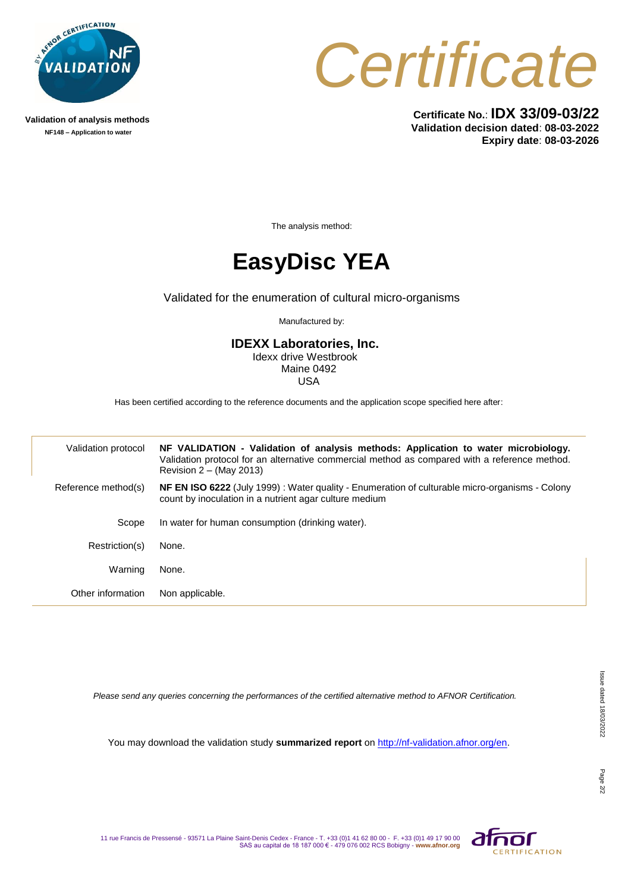**Validation of analysis methods**
**NF148 – Application to water**

# Certificate

**Certificate No.**: **IDX 33/09-03/22**
**Validation decision dated**: **08-03-2022**
**Expiry date**: **08-03-2026**

The analysis method:

# EasyDisc YEA

Validated for the enumeration of cultural micro-organisms

Manufactured by:

**IDEXX Laboratories, Inc.**
Idexx drive Westbrook
Maine 0492
USA

Has been certified according to the reference documents and the application scope specified here after:

| | |
|---|---|
| Validation protocol | **NF VALIDATION - Validation of analysis methods: Application to water microbiology.** Validation protocol for an alternative commercial method as compared with a reference method. Revision 2 – (May 2013) |
| Reference method(s) | **NF EN ISO 6222** (July 1999) : Water quality - Enumeration of culturable micro-organisms - Colony count by inoculation in a nutrient agar culture medium |
| Scope | In water for human consumption (drinking water). |
| Restriction(s) | None. |
| Warning | None. |
| Other information | Non applicable. |

*Please send any queries concerning the performances of the certified alternative method to AFNOR Certification.*

You may download the validation study **summarized report** on http://nf-validation.afnor.org/en.

Issue dated 18/03/2022

11 rue Francis de Pressensé - 93571 La Plaine Saint-Denis Cedex - France - T. +33 (0)1 41 62 80 00 - F. +33 (0)1 49 17 90 00
SAS au capital de 18 187 000 € - 479 076 002 RCS Bobigny - **www.afnor.org**